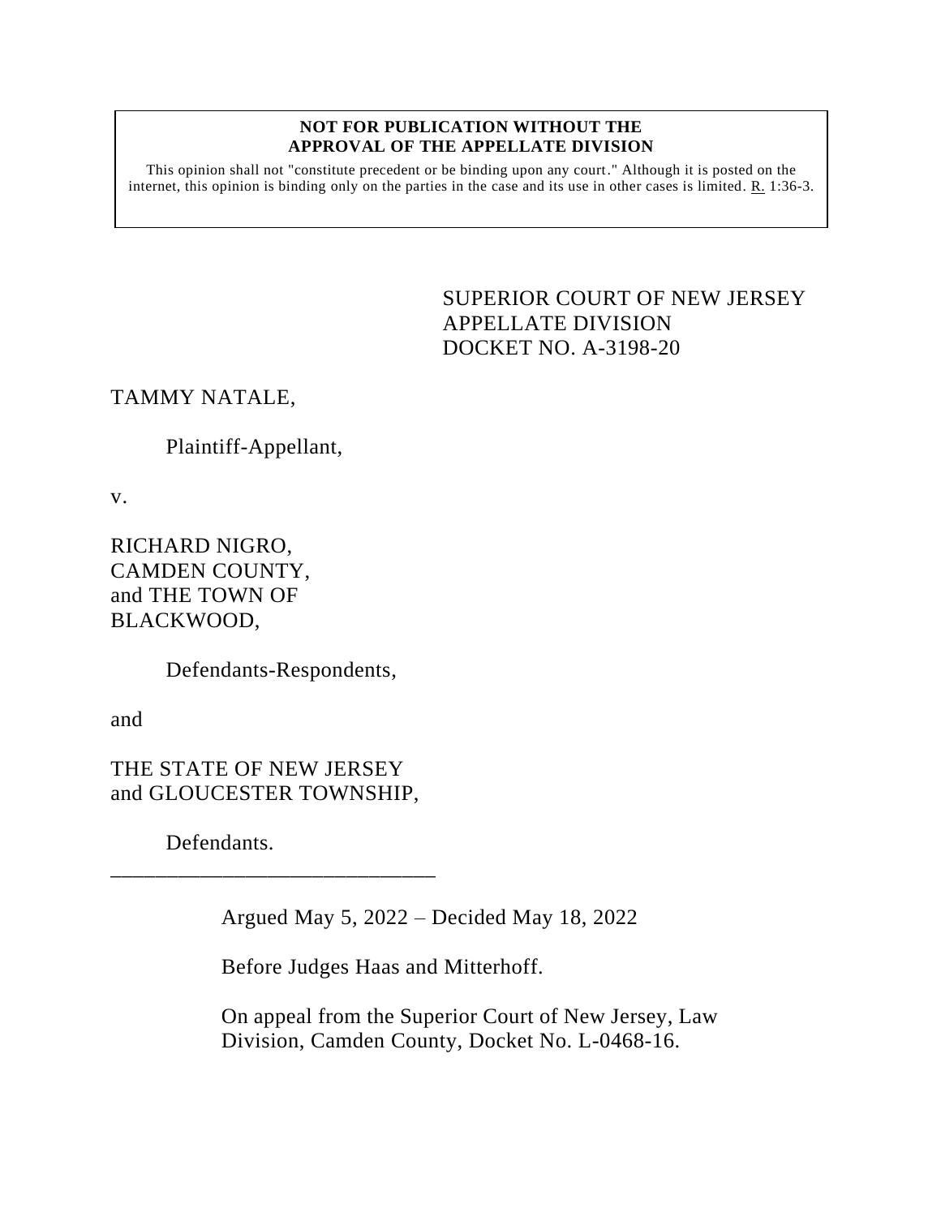**NOT FOR PUBLICATION WITHOUT THE APPROVAL OF THE APPELLATE DIVISION**

This opinion shall not "constitute precedent or be binding upon any court." Although it is posted on the internet, this opinion is binding only on the parties in the case and its use in other cases is limited. R. 1:36-3.

SUPERIOR COURT OF NEW JERSEY
APPELLATE DIVISION
DOCKET NO. A-3198-20

TAMMY NATALE,

Plaintiff-Appellant,

v.

RICHARD NIGRO,
CAMDEN COUNTY,
and THE TOWN OF
BLACKWOOD,

Defendants-Respondents,

and

THE STATE OF NEW JERSEY
and GLOUCESTER TOWNSHIP,

Defendants.

\_\_\_\_\_\_\_\_\_\_\_\_\_\_\_\_\_\_\_\_\_\_\_\_\_\_\_\_\_\_

Argued May 5, 2022 – Decided May 18, 2022

Before Judges Haas and Mitterhoff.

On appeal from the Superior Court of New Jersey, Law Division, Camden County, Docket No. L-0468-16.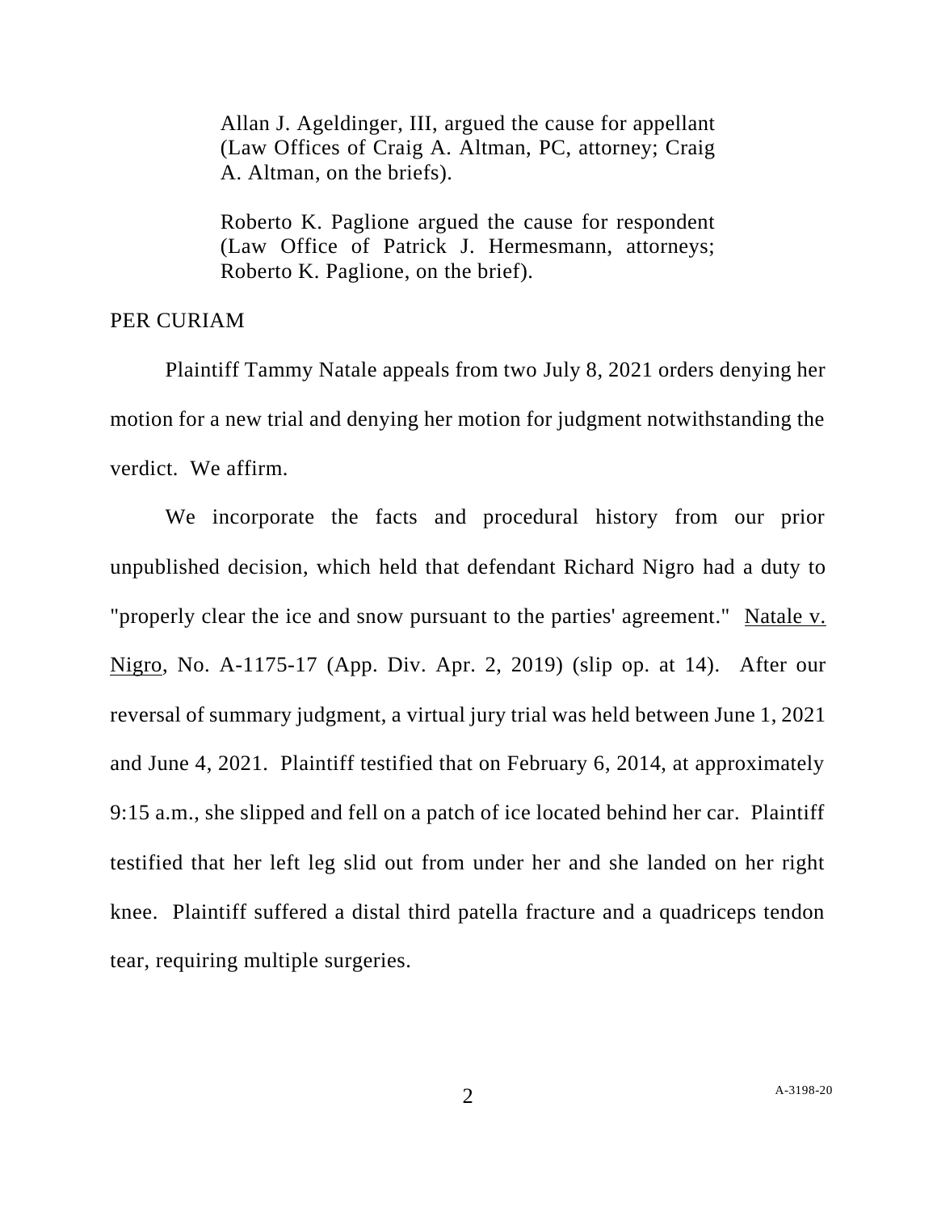Allan J. Ageldinger, III, argued the cause for appellant (Law Offices of Craig A. Altman, PC, attorney; Craig A. Altman, on the briefs).

Roberto K. Paglione argued the cause for respondent (Law Office of Patrick J. Hermesmann, attorneys; Roberto K. Paglione, on the brief).

PER CURIAM

Plaintiff Tammy Natale appeals from two July 8, 2021 orders denying her motion for a new trial and denying her motion for judgment notwithstanding the verdict. We affirm.

We incorporate the facts and procedural history from our prior unpublished decision, which held that defendant Richard Nigro had a duty to "properly clear the ice and snow pursuant to the parties' agreement." Natale v. Nigro, No. A-1175-17 (App. Div. Apr. 2, 2019) (slip op. at 14). After our reversal of summary judgment, a virtual jury trial was held between June 1, 2021 and June 4, 2021. Plaintiff testified that on February 6, 2014, at approximately 9:15 a.m., she slipped and fell on a patch of ice located behind her car. Plaintiff testified that her left leg slid out from under her and she landed on her right knee. Plaintiff suffered a distal third patella fracture and a quadriceps tendon tear, requiring multiple surgeries.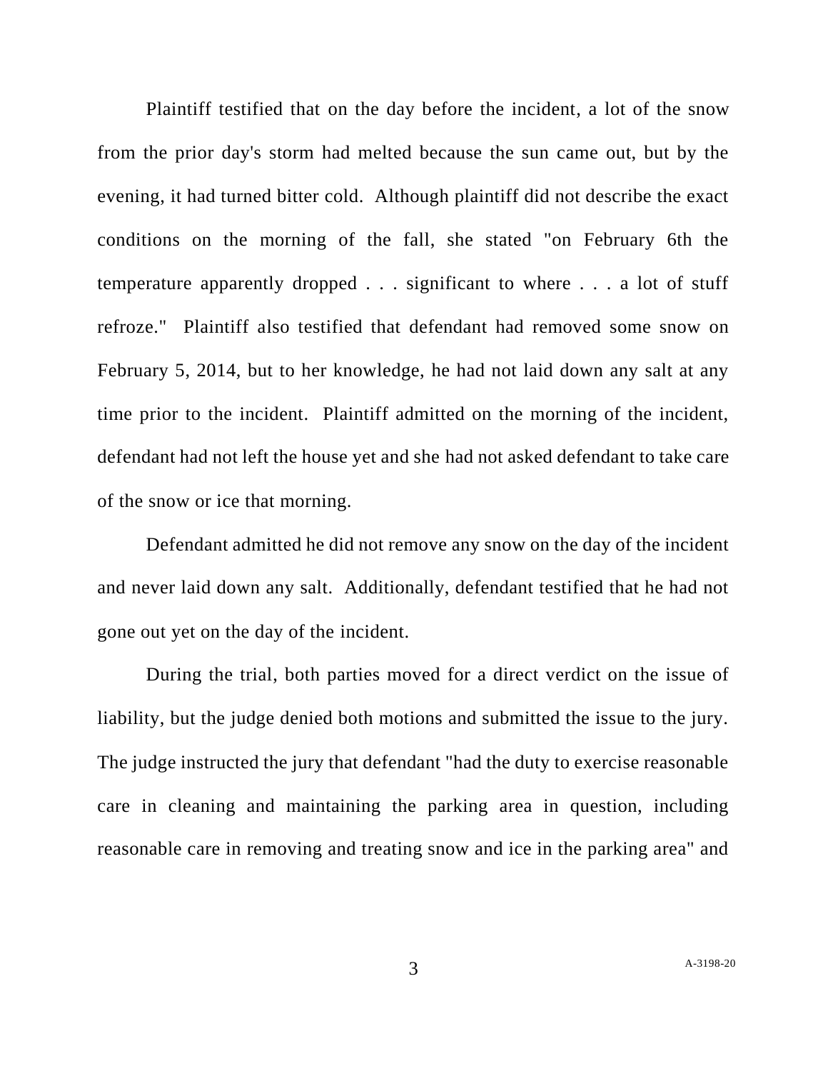Plaintiff testified that on the day before the incident, a lot of the snow from the prior day's storm had melted because the sun came out, but by the evening, it had turned bitter cold. Although plaintiff did not describe the exact conditions on the morning of the fall, she stated "on February 6th the temperature apparently dropped . . . significant to where . . . a lot of stuff refroze." Plaintiff also testified that defendant had removed some snow on February 5, 2014, but to her knowledge, he had not laid down any salt at any time prior to the incident. Plaintiff admitted on the morning of the incident, defendant had not left the house yet and she had not asked defendant to take care of the snow or ice that morning.

Defendant admitted he did not remove any snow on the day of the incident and never laid down any salt. Additionally, defendant testified that he had not gone out yet on the day of the incident.

During the trial, both parties moved for a direct verdict on the issue of liability, but the judge denied both motions and submitted the issue to the jury. The judge instructed the jury that defendant "had the duty to exercise reasonable care in cleaning and maintaining the parking area in question, including reasonable care in removing and treating snow and ice in the parking area" and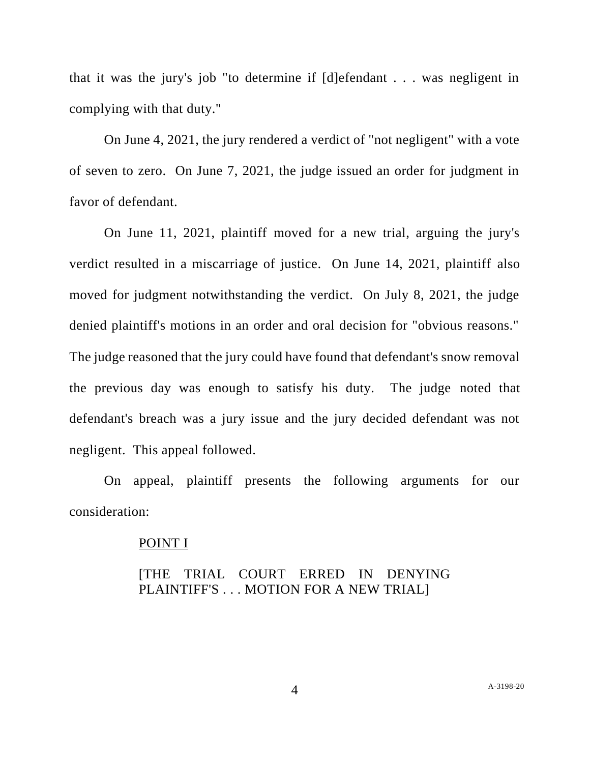that it was the jury's job "to determine if [d]efendant . . . was negligent in complying with that duty."

On June 4, 2021, the jury rendered a verdict of "not negligent" with a vote of seven to zero. On June 7, 2021, the judge issued an order for judgment in favor of defendant.

On June 11, 2021, plaintiff moved for a new trial, arguing the jury's verdict resulted in a miscarriage of justice. On June 14, 2021, plaintiff also moved for judgment notwithstanding the verdict. On July 8, 2021, the judge denied plaintiff's motions in an order and oral decision for "obvious reasons." The judge reasoned that the jury could have found that defendant's snow removal the previous day was enough to satisfy his duty. The judge noted that defendant's breach was a jury issue and the jury decided defendant was not negligent. This appeal followed.

On appeal, plaintiff presents the following arguments for our consideration:

<u>POINT I</u>

[THE TRIAL COURT ERRED IN DENYING PLAINTIFF'S . . . MOTION FOR A NEW TRIAL]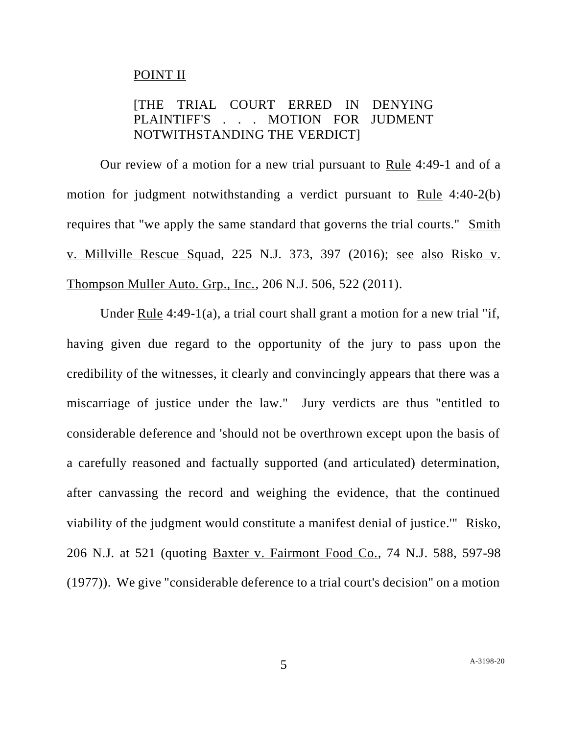POINT II

[THE TRIAL COURT ERRED IN DENYING PLAINTIFF'S . . . MOTION FOR JUDMENT NOTWITHSTANDING THE VERDICT]

Our review of a motion for a new trial pursuant to Rule 4:49-1 and of a motion for judgment notwithstanding a verdict pursuant to Rule 4:40-2(b) requires that "we apply the same standard that governs the trial courts." Smith v. Millville Rescue Squad, 225 N.J. 373, 397 (2016); see also Risko v. Thompson Muller Auto. Grp., Inc., 206 N.J. 506, 522 (2011).

Under Rule 4:49-1(a), a trial court shall grant a motion for a new trial "if, having given due regard to the opportunity of the jury to pass upon the credibility of the witnesses, it clearly and convincingly appears that there was a miscarriage of justice under the law." Jury verdicts are thus "entitled to considerable deference and 'should not be overthrown except upon the basis of a carefully reasoned and factually supported (and articulated) determination, after canvassing the record and weighing the evidence, that the continued viability of the judgment would constitute a manifest denial of justice.'" Risko, 206 N.J. at 521 (quoting Baxter v. Fairmont Food Co., 74 N.J. 588, 597-98 (1977)). We give "considerable deference to a trial court's decision" on a motion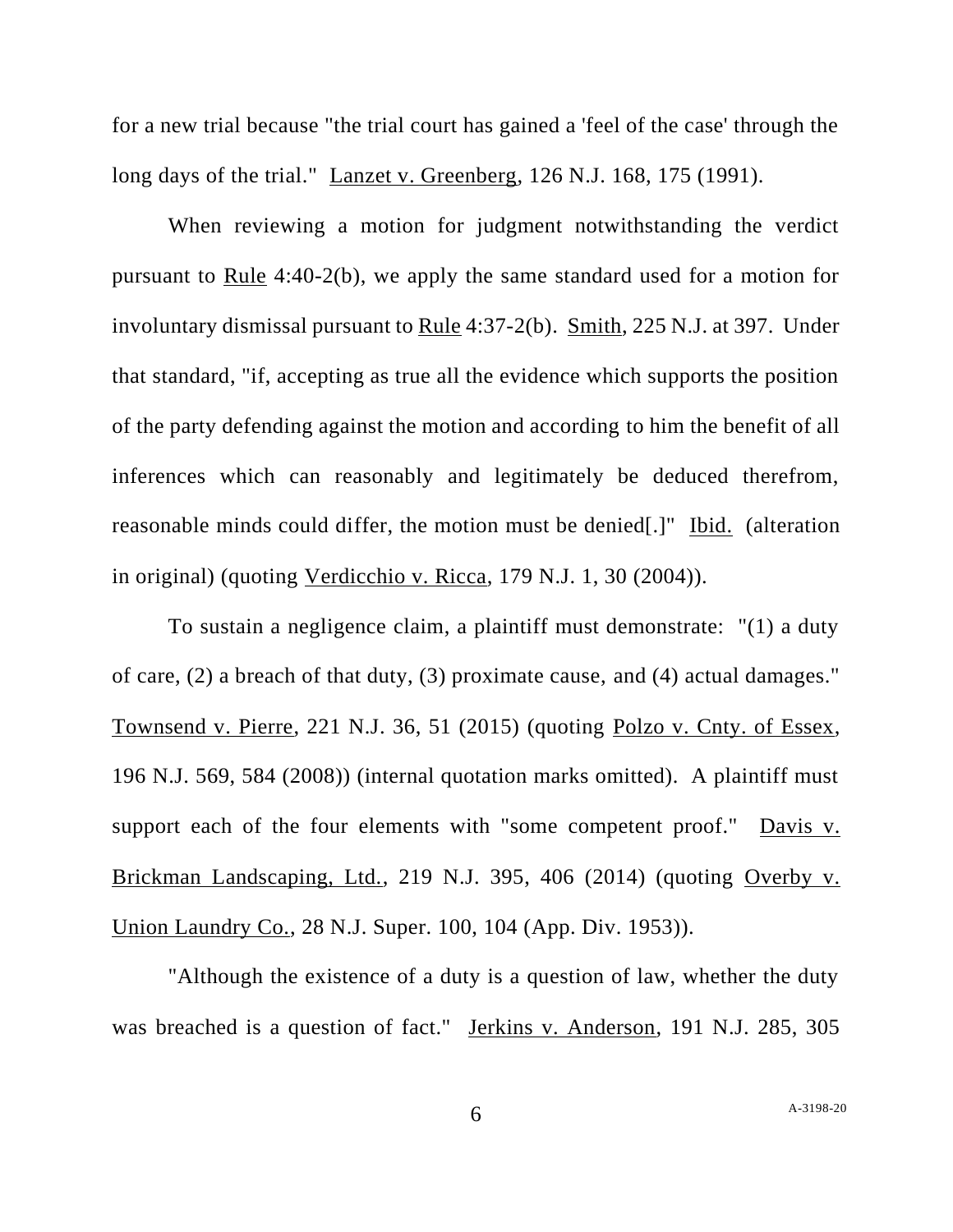for a new trial because "the trial court has gained a 'feel of the case' through the long days of the trial." Lanzet v. Greenberg, 126 N.J. 168, 175 (1991).

When reviewing a motion for judgment notwithstanding the verdict pursuant to Rule 4:40-2(b), we apply the same standard used for a motion for involuntary dismissal pursuant to Rule 4:37-2(b). Smith, 225 N.J. at 397. Under that standard, "if, accepting as true all the evidence which supports the position of the party defending against the motion and according to him the benefit of all inferences which can reasonably and legitimately be deduced therefrom, reasonable minds could differ, the motion must be denied[.]" Ibid. (alteration in original) (quoting Verdicchio v. Ricca, 179 N.J. 1, 30 (2004)).

To sustain a negligence claim, a plaintiff must demonstrate: "(1) a duty of care, (2) a breach of that duty, (3) proximate cause, and (4) actual damages." Townsend v. Pierre, 221 N.J. 36, 51 (2015) (quoting Polzo v. Cnty. of Essex, 196 N.J. 569, 584 (2008)) (internal quotation marks omitted). A plaintiff must support each of the four elements with "some competent proof." Davis v. Brickman Landscaping, Ltd., 219 N.J. 395, 406 (2014) (quoting Overby v. Union Laundry Co., 28 N.J. Super. 100, 104 (App. Div. 1953)).

"Although the existence of a duty is a question of law, whether the duty was breached is a question of fact." Jerkins v. Anderson, 191 N.J. 285, 305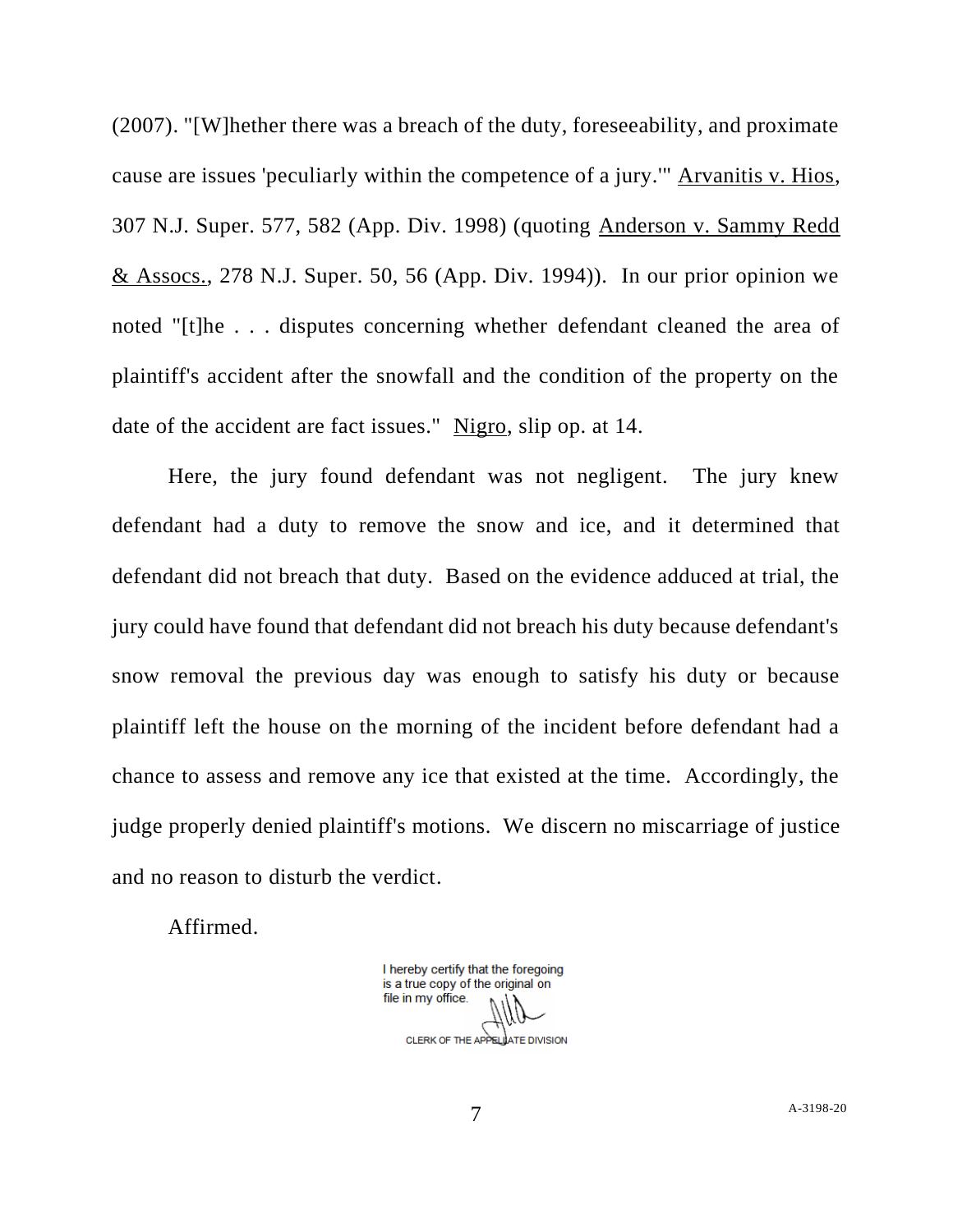(2007). "[W]hether there was a breach of the duty, foreseeability, and proximate cause are issues 'peculiarly within the competence of a jury.'" Arvanitis v. Hios, 307 N.J. Super. 577, 582 (App. Div. 1998) (quoting Anderson v. Sammy Redd & Assocs., 278 N.J. Super. 50, 56 (App. Div. 1994)). In our prior opinion we noted "[t]he . . . disputes concerning whether defendant cleaned the area of plaintiff's accident after the snowfall and the condition of the property on the date of the accident are fact issues." Nigro, slip op. at 14.

Here, the jury found defendant was not negligent. The jury knew defendant had a duty to remove the snow and ice, and it determined that defendant did not breach that duty. Based on the evidence adduced at trial, the jury could have found that defendant did not breach his duty because defendant's snow removal the previous day was enough to satisfy his duty or because plaintiff left the house on the morning of the incident before defendant had a chance to assess and remove any ice that existed at the time. Accordingly, the judge properly denied plaintiff's motions. We discern no miscarriage of justice and no reason to disturb the verdict.

Affirmed.

I hereby certify that the foregoing is a true copy of the original on file in my office.

CLERK OF THE APPELLATE DIVISION

A-3198-20